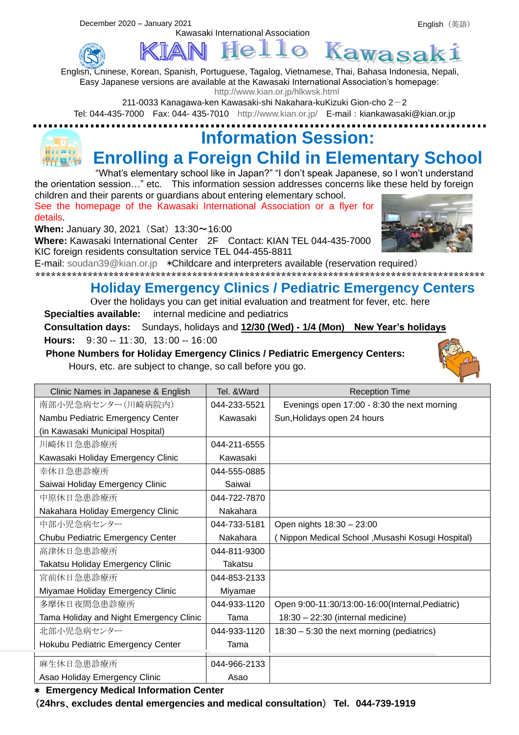December 2020 – January 2021

English（英語）

Kawasaki International Association

# KIAN Hello Kawasaki

English, Chinese, Korean, Spanish, Portuguese, Tagalog, Vietnamese, Thai, Bahasa Indonesia, Nepali, Easy Japanese versions are available at the Kawasaki International Association's homepage: http://www.kian.or.jp/hlkwsk.html

211-0033 Kanagawa-ken Kawasaki-shi Nakahara-kuKizuki Gion-cho 2－2

Tel: 044-435-7000 Fax: 044- 435-7010 http://www.kian.or.jp/ E-mail：kiankawasaki@kian.or.jp

## Information Session: Enrolling a Foreign Child in Elementary School

"What's elementary school like in Japan?" "I don't speak Japanese, so I won't understand the orientation session…" etc. This information session addresses concerns like these held by foreign children and their parents or guardians about entering elementary school.

See the homepage of the Kawasaki International Association or a flyer for details.

**When:** January 30, 2021（Sat）13:30〜16:00

**Where:** Kawasaki International Center 2F Contact: KIAN TEL 044-435-7000

KIC foreign residents consultation service TEL 044-455-8811

E-mail: soudan39@kian.or.jp ＊Childcare and interpreters available (reservation required）

## Holiday Emergency Clinics / Pediatric Emergency Centers

Over the holidays you can get initial evaluation and treatment for fever, etc. here

**Specialties available:** internal medicine and pediatrics

**Consultation days:** Sundays, holidays and **12/30 (Wed) - 1/4 (Mon) New Year's holidays**

**Hours:** 9:30 -- 11:30, 13:00 -- 16:00

**Phone Numbers for Holiday Emergency Clinics / Pediatric Emergency Centers:**

Hours, etc. are subject to change, so call before you go.

| Clinic Names in Japanese & English | Tel. &Ward | Reception Time |
|---|---|---|
| 南部小児急病センター（川崎病院内）<br>Nambu Pediatric Emergency Center<br>(in Kawasaki Municipal Hospital) | 044-233-5521<br>Kawasaki | Evenings open 17:00 - 8:30 the next morning<br>Sun,Holidays open 24 hours |
| 川崎休日急患診療所<br>Kawasaki Holiday Emergency Clinic | 044-211-6555<br>Kawasaki | |
| 幸休日急患診療所<br>Saiwai Holiday Emergency Clinic | 044-555-0885<br>Saiwai | |
| 中原休日急患診療所<br>Nakahara Holiday Emergency Clinic | 044-722-7870<br>Nakahara | |
| 中部小児急病センター<br>Chubu Pediatric Emergency Center | 044-733-5181<br>Nakahara | Open nights 18:30 – 23:00<br>( Nippon Medical School ,Musashi Kosugi Hospital) |
| 高津休日急患診療所<br>Takatsu Holiday Emergency Clinic | 044-811-9300<br>Takatsu | |
| 宮前休日急患診療所<br>Miyamae Holiday Emergency Clinic | 044-853-2133<br>Miyamae | |
| 多摩休日夜間急患診療所<br>Tama Holiday and Night Emergency Clinic | 044-933-1120<br>Tama | Open 9:00-11:30/13:00-16:00(Internal,Pediatric)<br>18:30 – 22:30 (internal medicine) |
| 北部小児急病センター<br>Hokubu Pediatric Emergency Center | 044-933-1120<br>Tama | 18:30 – 5:30 the next morning (pediatrics) |
| 麻生休日急患診療所<br>Asao Holiday Emergency Clinic | 044-966-2133<br>Asao | |

＊ **Emergency Medical Information Center**

**（24hrs、excludes dental emergencies and medical consultation） Tel. 044-739-1919**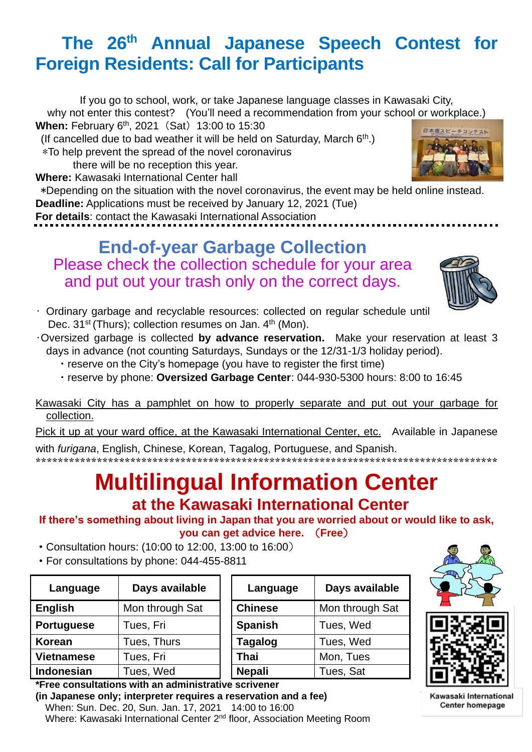## The 26th Annual Japanese Speech Contest for Foreign Residents: Call for Participants

If you go to school, work, or take Japanese language classes in Kawasaki City, why not enter this contest? (You'll need a recommendation from your school or workplace.)

**When:** February 6th, 2021（Sat）13:00 to 15:30
(If cancelled due to bad weather it will be held on Saturday, March 6th.)
*To help prevent the spread of the novel coronavirus there will be no reception this year.

**Where:** Kawasaki International Center hall
*Depending on the situation with the novel coronavirus, the event may be held online instead.

**Deadline:** Applications must be received by January 12, 2021 (Tue)

**For details**: contact the Kawasaki International Association

## End-of-year Garbage Collection

Please check the collection schedule for your area and put out your trash only on the correct days.

- Ordinary garbage and recyclable resources: collected on regular schedule until Dec. 31st (Thurs); collection resumes on Jan. 4th (Mon).
- Oversized garbage is collected **by advance reservation.** Make your reservation at least 3 days in advance (not counting Saturdays, Sundays or the 12/31-1/3 holiday period).
  - reserve on the City's homepage (you have to register the first time)
  - reserve by phone: **Oversized Garbage Center**: 044-930-5300 hours: 8:00 to 16:45

Kawasaki City has a pamphlet on how to properly separate and put out your garbage for collection.

Pick it up at your ward office, at the Kawasaki International Center, etc. Available in Japanese with *furigana*, English, Chinese, Korean, Tagalog, Portuguese, and Spanish.

# Multilingual Information Center

## at the Kawasaki International Center

**If there's something about living in Japan that you are worried about or would like to ask, you can get advice here. （Free）**

- Consultation hours: (10:00 to 12:00, 13:00 to 16:00）
- For consultations by phone: 044-455-8811

| Language | Days available | Language | Days available |
|---|---|---|---|
| **English** | Mon through Sat | **Chinese** | Mon through Sat |
| **Portuguese** | Tues, Fri | **Spanish** | Tues, Wed |
| **Korean** | Tues, Thurs | **Tagalog** | Tues, Wed |
| **Vietnamese** | Tues, Fri | **Thai** | Mon, Tues |
| **Indonesian** | Tues, Wed | **Nepali** | Tues, Sat |

**\*Free consultations with an administrative scrivener**
**(in Japanese only; interpreter requires a reservation and a fee)**
When: Sun. Dec. 20, Sun. Jan. 17, 2021 14:00 to 16:00
Where: Kawasaki International Center 2nd floor, Association Meeting Room

Kawasaki International Center homepage